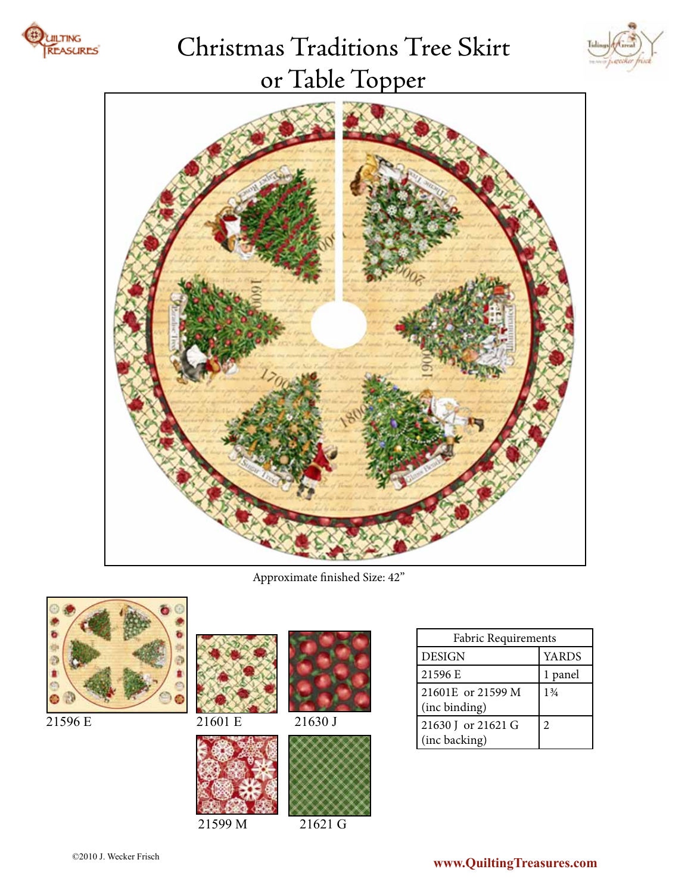# Christmas Traditions Tree Skirt or Table Topper

Approximate finished Size: 42"

21596 E

21601 E

21630 J

21599 M

21621 G

| Fabric Requirements | |
|---|---|
| DESIGN | YARDS |
| 21596 E | 1 panel |
| 21601E or 21599 M (inc binding) | 1¾ |
| 21630 J or 21621 G (inc backing) | 2 |

©2010 J. Wecker Frisch

www.QuiltingTreasures.com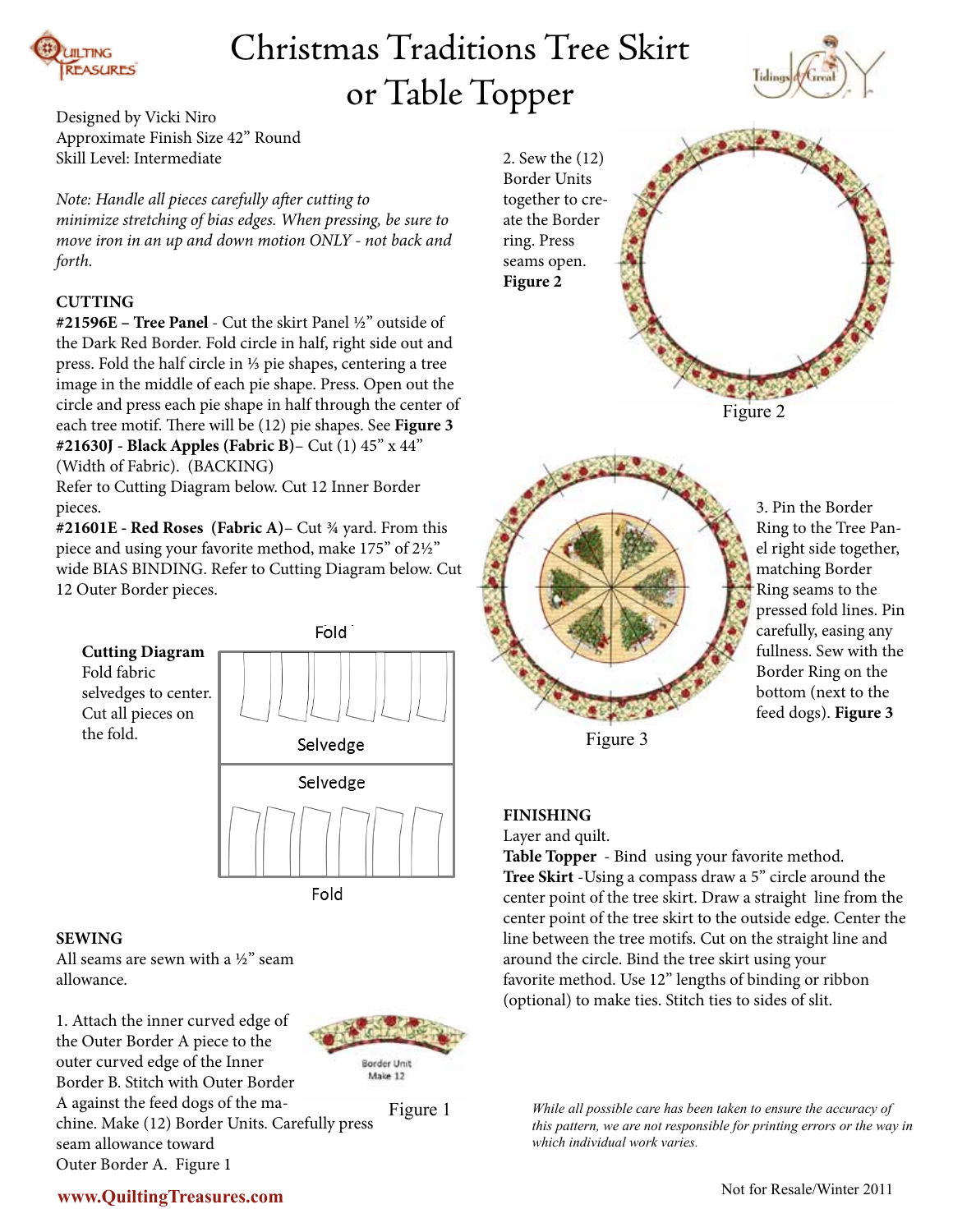# Christmas Traditions Tree Skirt or Table Topper

Designed by Vicki Niro
Approximate Finish Size 42" Round
Skill Level: Intermediate

*Note: Handle all pieces carefully after cutting to minimize stretching of bias edges. When pressing, be sure to move iron in an up and down motion ONLY - not back and forth.*

## CUTTING

**#21596E – Tree Panel** - Cut the skirt Panel ½" outside of the Dark Red Border. Fold circle in half, right side out and press. Fold the half circle in ⅓ pie shapes, centering a tree image in the middle of each pie shape. Press. Open out the circle and press each pie shape in half through the center of each tree motif. There will be (12) pie shapes. See **Figure 3**

**#21630J - Black Apples (Fabric B)**– Cut (1) 45" x 44" (Width of Fabric). (BACKING)
Refer to Cutting Diagram below. Cut 12 Inner Border pieces.

**#21601E - Red Roses (Fabric A)**– Cut ¾ yard. From this piece and using your favorite method, make 175" of 2½" wide BIAS BINDING. Refer to Cutting Diagram below. Cut 12 Outer Border pieces.

**Cutting Diagram**
Fold fabric selvedges to center. Cut all pieces on the fold.

Fold
Selvedge
Selvedge
Fold

## SEWING

All seams are sewn with a ½" seam allowance.

1. Attach the inner curved edge of the Outer Border A piece to the outer curved edge of the Inner Border B. Stitch with Outer Border A against the feed dogs of the machine. Make (12) Border Units. Carefully press seam allowance toward Outer Border A. Figure 1

Border Unit
Make 12

Figure 1

2. Sew the (12) Border Units together to create the Border ring. Press seams open. **Figure 2**

Figure 2

3. Pin the Border Ring to the Tree Panel right side together, matching Border Ring seams to the pressed fold lines. Pin carefully, easing any fullness. Sew with the Border Ring on the bottom (next to the feed dogs). **Figure 3**

Figure 3

## FINISHING

Layer and quilt.

**Table Topper** - Bind using your favorite method.

**Tree Skirt** -Using a compass draw a 5" circle around the center point of the tree skirt. Draw a straight line from the center point of the tree skirt to the outside edge. Center the line between the tree motifs. Cut on the straight line and around the circle. Bind the tree skirt using your favorite method. Use 12" lengths of binding or ribbon (optional) to make ties. Stitch ties to sides of slit.

*While all possible care has been taken to ensure the accuracy of this pattern, we are not responsible for printing errors or the way in which individual work varies.*

www.QuiltingTreasures.com

Not for Resale/Winter 2011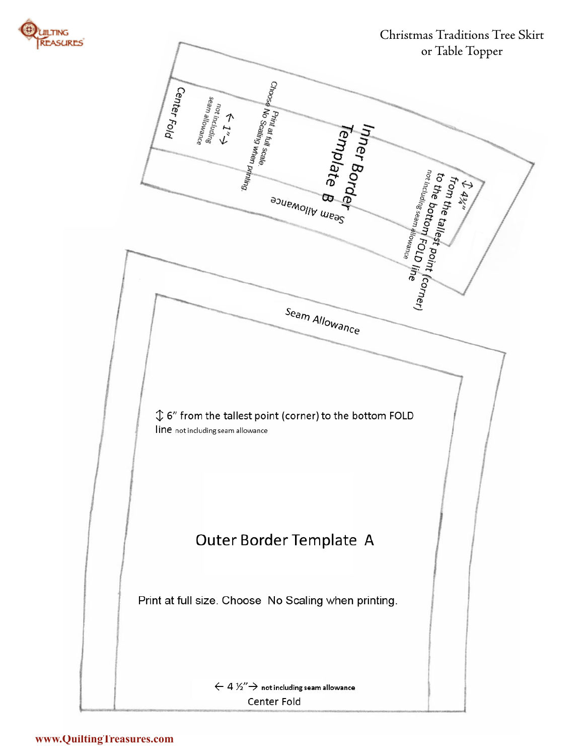Christmas Traditions Tree Skirt or Table Topper

Inner Border Template B

Center Fold

← 1" → not including seam allowance

Print at full scale. Choose No Scaling when printing.

Seam Allowance

↕ 4¾" from the tallest point (corner) to the bottom FOLD line not including seam allowance

Seam Allowance

↕ 6" from the tallest point (corner) to the bottom FOLD line not including seam allowance

Outer Border Template A

Print at full size. Choose No Scaling when printing.

← 4 ½" → not including seam allowance

Center Fold

www.QuiltingTreasures.com